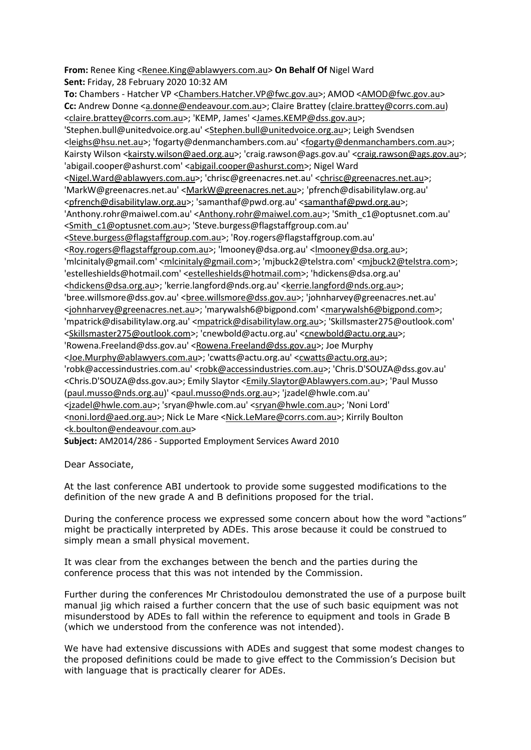**From:** Renee King <Renee.King@ablawyers.com.au> **On Behalf Of** Nigel Ward
**Sent:** Friday, 28 February 2020 10:32 AM
**To:** Chambers - Hatcher VP <Chambers.Hatcher.VP@fwc.gov.au>; AMOD <AMOD@fwc.gov.au>
**Cc:** Andrew Donne <a.donne@endeavour.com.au>; Claire Brattey (claire.brattey@corrs.com.au) <claire.brattey@corrs.com.au>; 'KEMP, James' <James.KEMP@dss.gov.au>; 'Stephen.bull@unitedvoice.org.au' <Stephen.bull@unitedvoice.org.au>; Leigh Svendsen <leighs@hsu.net.au>; 'fogarty@denmanchambers.com.au' <fogarty@denmanchambers.com.au>; Kairsty Wilson <kairsty.wilson@aed.org.au>; 'craig.rawson@ags.gov.au' <craig.rawson@ags.gov.au>; 'abigail.cooper@ashurst.com' <abigail.cooper@ashurst.com>; Nigel Ward <Nigel.Ward@ablawyers.com.au>; 'chrisc@greenacres.net.au' <chrisc@greenacres.net.au>; 'MarkW@greenacres.net.au' <MarkW@greenacres.net.au>; 'pfrench@disabilitylaw.org.au' <pfrench@disabilitylaw.org.au>; 'samanthaf@pwd.org.au' <samanthaf@pwd.org.au>; 'Anthony.rohr@maiwel.com.au' <Anthony.rohr@maiwel.com.au>; 'Smith_c1@optusnet.com.au' <Smith_c1@optusnet.com.au>; 'Steve.burgess@flagstaffgroup.com.au' <Steve.burgess@flagstaffgroup.com.au>; 'Roy.rogers@flagstaffgroup.com.au' <Roy.rogers@flagstaffgroup.com.au>; 'lmooney@dsa.org.au' <lmooney@dsa.org.au>; 'mlcinitaly@gmail.com' <mlcinitaly@gmail.com>; 'mjbuck2@telstra.com' <mjbuck2@telstra.com>; 'estelleshields@hotmail.com' <estelleshields@hotmail.com>; 'hdickens@dsa.org.au' <hdickens@dsa.org.au>; 'kerrie.langford@nds.org.au' <kerrie.langford@nds.org.au>; 'bree.willsmore@dss.gov.au' <bree.willsmore@dss.gov.au>; 'johnharvey@greenacres.net.au' <johnharvey@greenacres.net.au>; 'marywalsh6@bigpond.com' <marywalsh6@bigpond.com>; 'mpatrick@disabilitylaw.org.au' <mpatrick@disabilitylaw.org.au>; 'Skillsmaster275@outlook.com' <Skillsmaster275@outlook.com>; 'cnewbold@actu.org.au' <cnewbold@actu.org.au>; 'Rowena.Freeland@dss.gov.au' <Rowena.Freeland@dss.gov.au>; Joe Murphy <Joe.Murphy@ablawyers.com.au>; 'cwatts@actu.org.au' <cwatts@actu.org.au>; 'robk@accessindustries.com.au' <robk@accessindustries.com.au>; 'Chris.D'SOUZA@dss.gov.au' <Chris.D'SOUZA@dss.gov.au>; Emily Slaytor <Emily.Slaytor@Ablawyers.com.au>; 'Paul Musso (paul.musso@nds.org.au)' <paul.musso@nds.org.au>; 'jzadel@hwle.com.au' <jzadel@hwle.com.au>; 'sryan@hwle.com.au' <sryan@hwle.com.au>; 'Noni Lord' <noni.lord@aed.org.au>; Nick Le Mare <Nick.LeMare@corrs.com.au>; Kirrily Boulton <k.boulton@endeavour.com.au>
**Subject:** AM2014/286 - Supported Employment Services Award 2010

Dear Associate,

At the last conference ABI undertook to provide some suggested modifications to the definition of the new grade A and B definitions proposed for the trial.

During the conference process we expressed some concern about how the word "actions" might be practically interpreted by ADEs. This arose because it could be construed to simply mean a small physical movement.

It was clear from the exchanges between the bench and the parties during the conference process that this was not intended by the Commission.

Further during the conferences Mr Christodoulou demonstrated the use of a purpose built manual jig which raised a further concern that the use of such basic equipment was not misunderstood by ADEs to fall within the reference to equipment and tools in Grade B (which we understood from the conference was not intended).

We have had extensive discussions with ADEs and suggest that some modest changes to the proposed definitions could be made to give effect to the Commission's Decision but with language that is practically clearer for ADEs.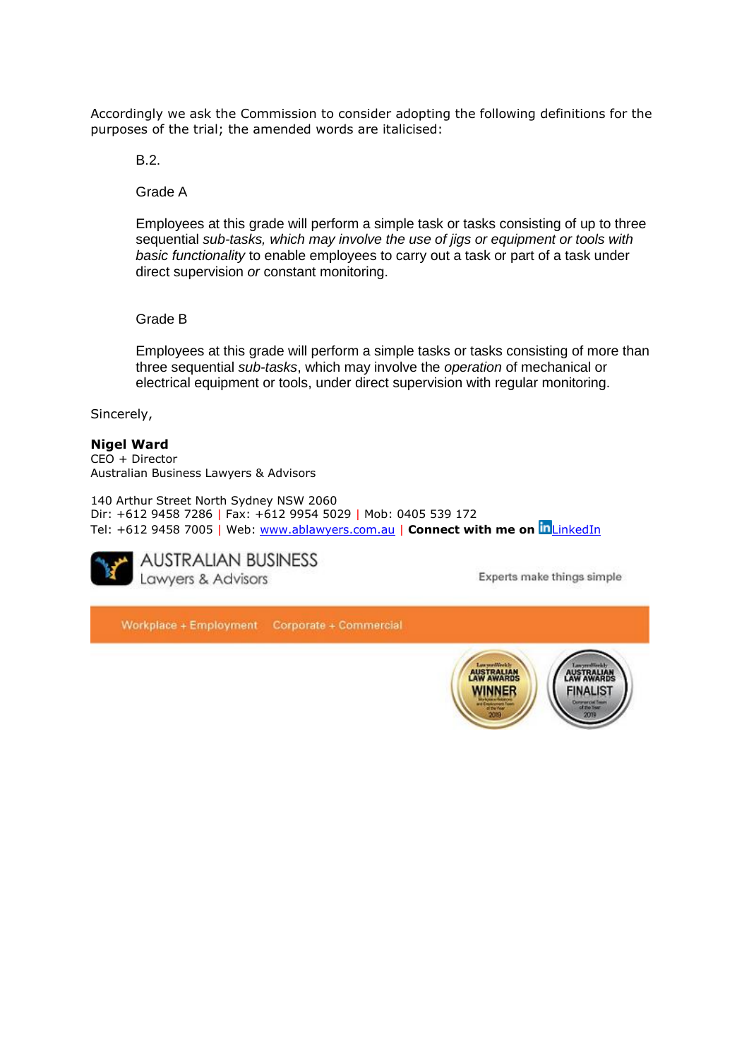Accordingly we ask the Commission to consider adopting the following definitions for the purposes of the trial; the amended words are italicised:

> B.2.
>
> Grade A
>
> Employees at this grade will perform a simple task or tasks consisting of up to three sequential *sub-tasks, which may involve the use of jigs or equipment or tools with basic functionality* to enable employees to carry out a task or part of a task under direct supervision *or* constant monitoring.
>
> Grade B
>
> Employees at this grade will perform a simple tasks or tasks consisting of more than three sequential *sub-tasks*, which may involve the *operation* of mechanical or electrical equipment or tools, under direct supervision with regular monitoring.

Sincerely,

**Nigel Ward**
CEO + Director
Australian Business Lawyers & Advisors

140 Arthur Street North Sydney NSW 2060
Dir: +612 9458 7286 | Fax: +612 9954 5029 | Mob: 0405 539 172
Tel: +612 9458 7005 | Web: www.ablawyers.com.au | **Connect with me on** LinkedIn

AUSTRALIAN BUSINESS
Lawyers & Advisors

Experts make things simple

Workplace + Employment    Corporate + Commercial

Lawyers Weekly AUSTRALIAN LAW AWARDS WINNER 2019

Lawyers Weekly AUSTRALIAN LAW AWARDS FINALIST 2019